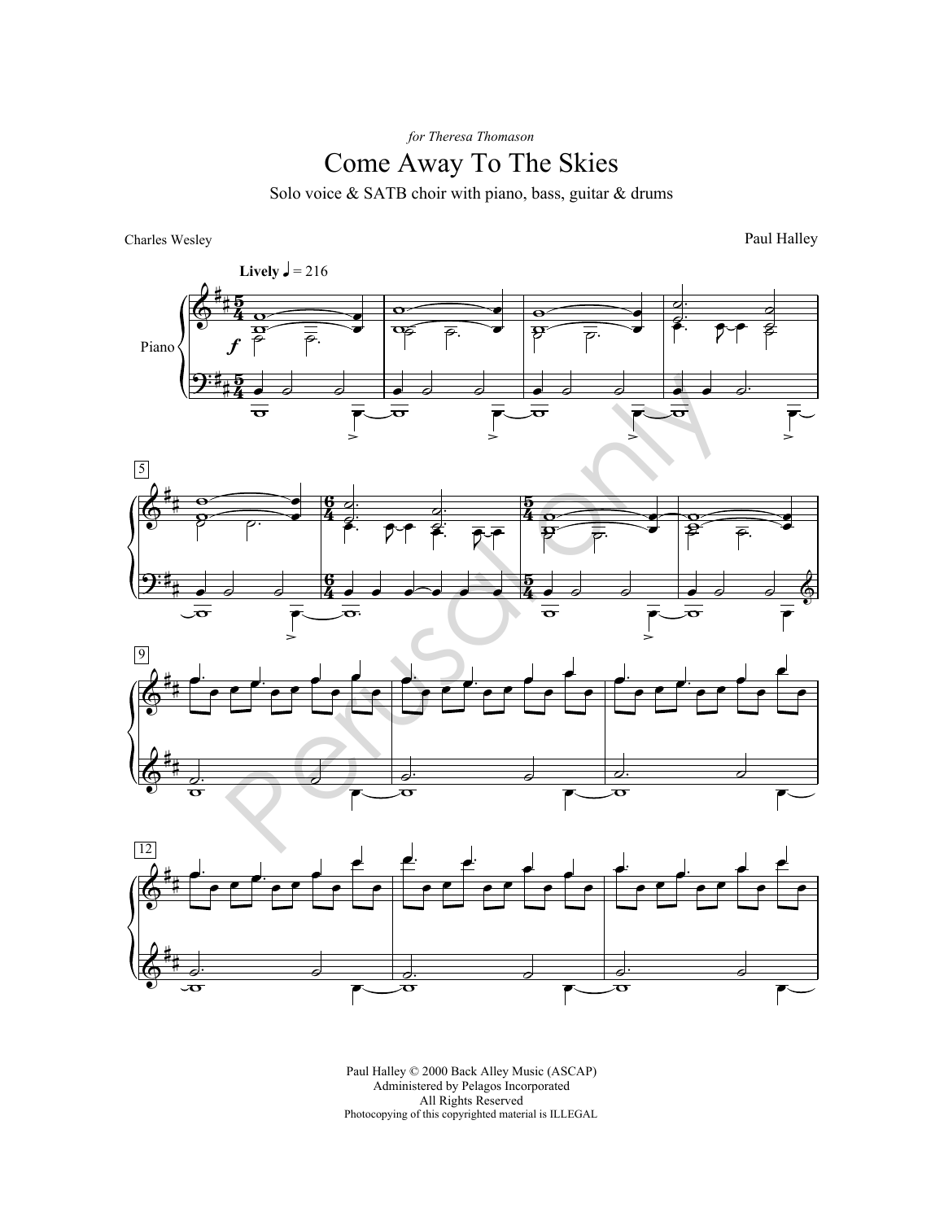*for Theresa Thomason*

# Come Away To The Skies

Solo voice & SATB choir with piano, bass, guitar & drums

Charles Wesley

Paul Halley

Paul Halley © 2000 Back Alley Music (ASCAP)
Administered by Pelagos Incorporated
All Rights Reserved
Photocopying of this copyrighted material is ILLEGAL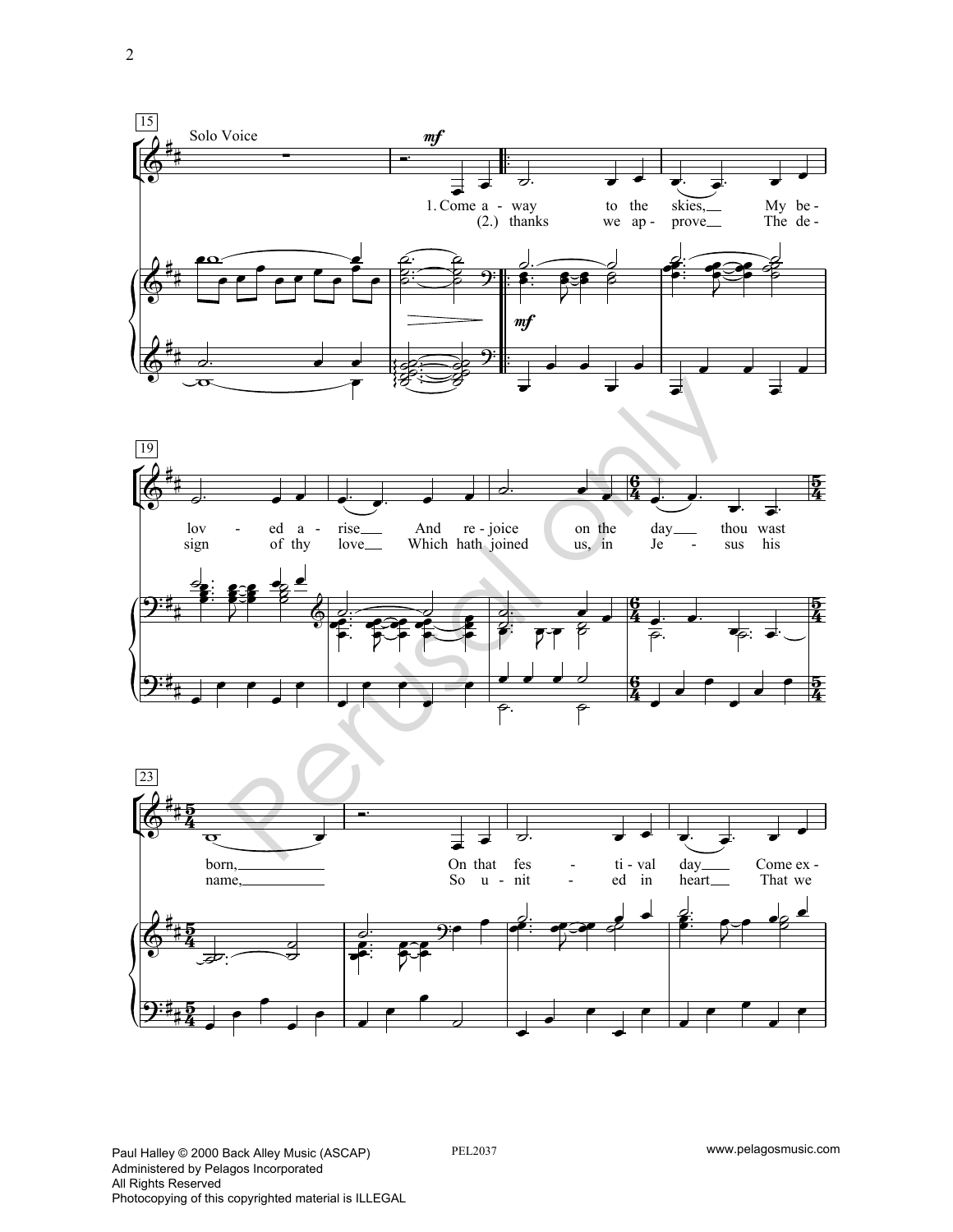15

Solo Voice

*mf*

1. Come a - way to the skies, My be - lov - ed a - rise And re - joice on the day thou wast born,

(2.) thanks we ap - prove The de - sign of thy love Which hath joined us, in Je - sus his name,

19

23

On that fes - ti - val day Come ex -

So u - nit - ed in heart That we

Paul Halley © 2000 Back Alley Music (ASCAP)
Administered by Pelagos Incorporated
All Rights Reserved
Photocopying of this copyrighted material is ILLEGAL

PEL2037

www.pelagosmusic.com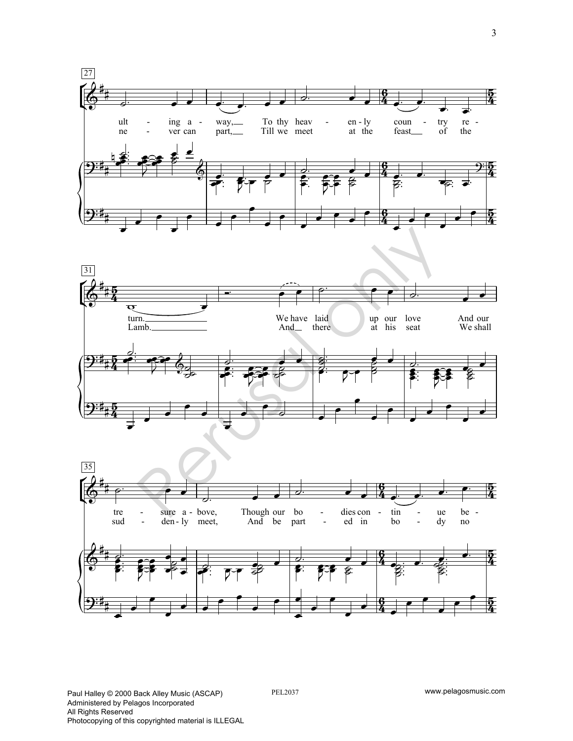27

ult - ing a - way, To thy heav - en - ly coun - try re -
ne - ver can part, Till we meet at the feast of the

31

turn. We have laid up our love And our
Lamb. And there at his seat We shall

35

tre - sure a - bove, Though our bo - dies con - tin - ue be -
sud - den - ly meet, And be part - ed in bo - dy no